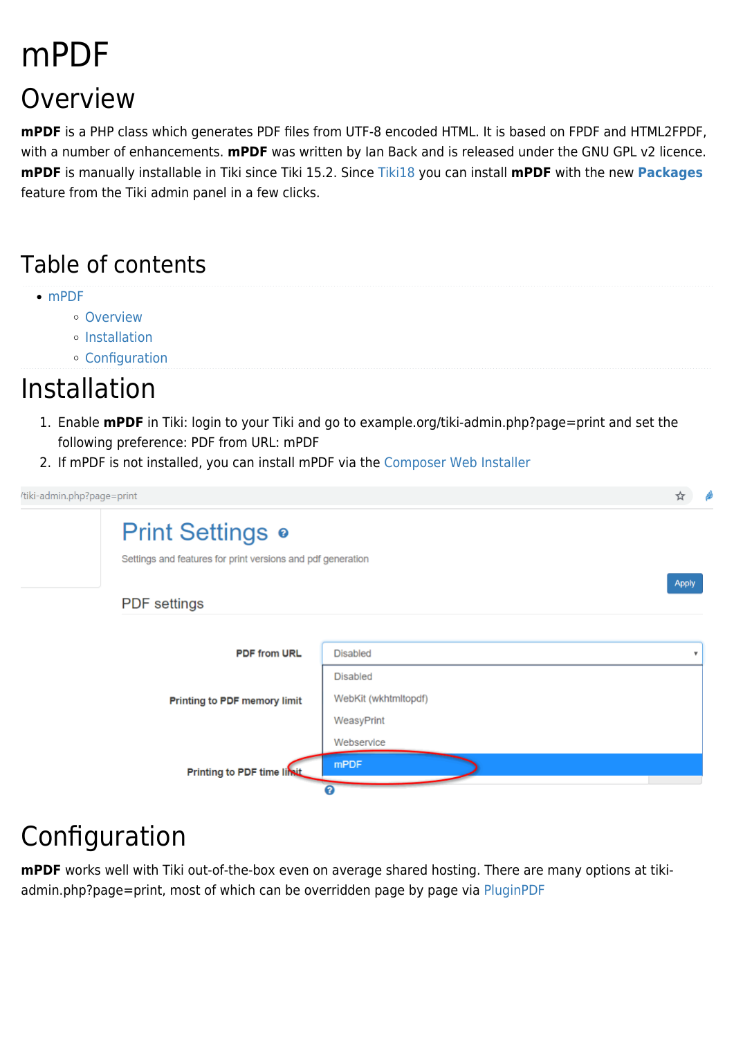# mPDF

## Overview

**mPDF** is a PHP class which generates PDF files from UTF-8 encoded HTML. It is based on FPDF and HTML2FPDF, with a number of enhancements. **mPDF** was written by Ian Back and is released under the GNU GPL v2 licence. **mPDF** is manually installable in Tiki since Tiki 15.2. Since Tiki18 you can install **mPDF** with the new **Packages** feature from the Tiki admin panel in a few clicks.

## Table of contents

- mPDF
  - Overview
  - Installation
  - Configuration

## Installation

1. Enable **mPDF** in Tiki: login to your Tiki and go to example.org/tiki-admin.php?page=print and set the following preference: PDF from URL: mPDF
2. If mPDF is not installed, you can install mPDF via the Composer Web Installer

## Configuration

**mPDF** works well with Tiki out-of-the-box even on average shared hosting. There are many options at tiki-admin.php?page=print, most of which can be overridden page by page via PluginPDF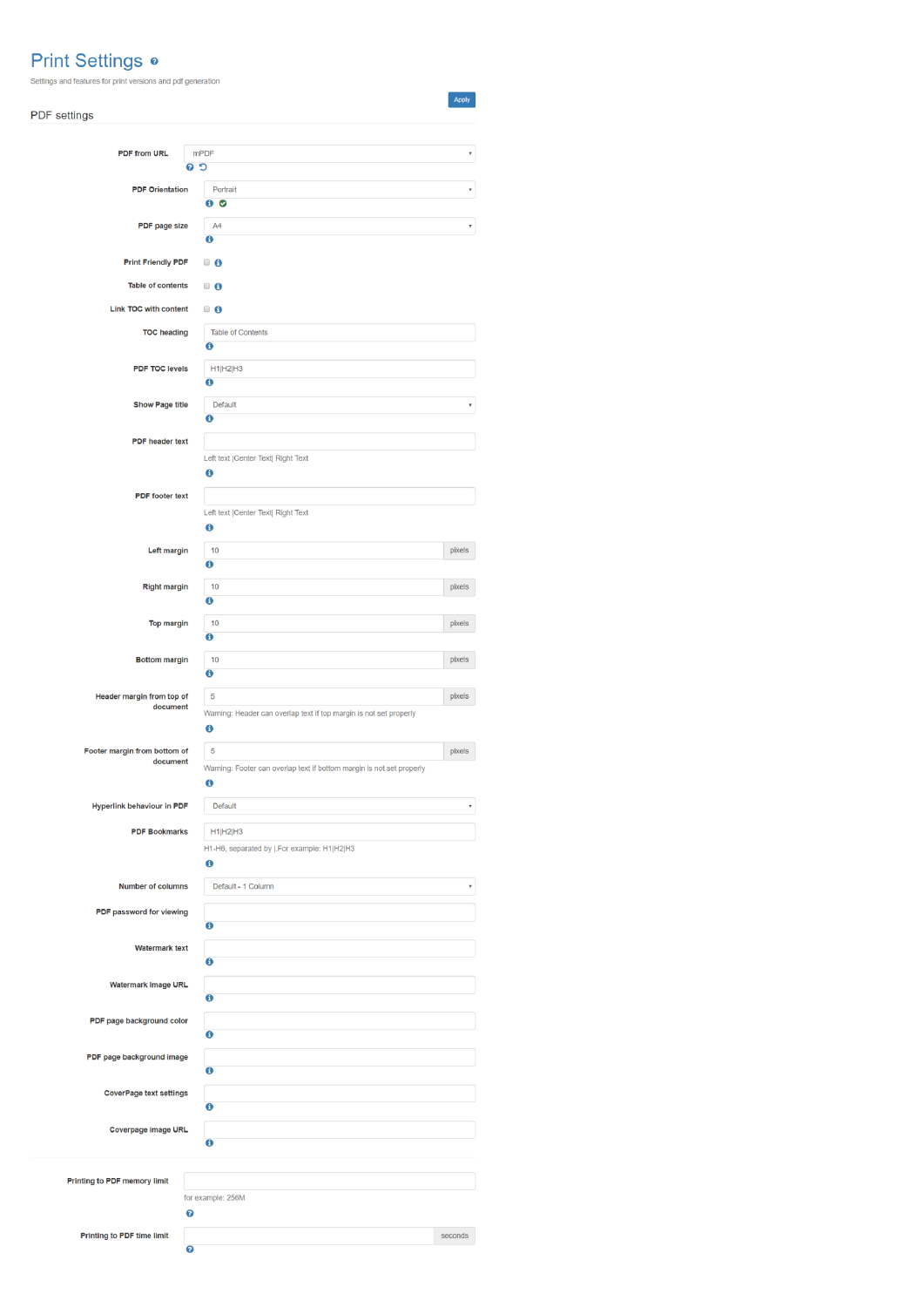# Print Settings

Settings and features for print versions and pdf generation

Apply

## PDF settings

| Setting | Value | Note |
|---|---|---|
| PDF from URL | mPDF | |
| PDF Orientation | Portrait | |
| PDF page size | A4 | |
| Print Friendly PDF | ☐ | |
| Table of contents | ☐ | |
| Link TOC with content | ☐ | |
| TOC heading | Table of Contents | |
| PDF TOC levels | H1\|H2\|H3 | |
| Show Page title | Default | |
| PDF header text | | Left text \|Center Text\| Right Text |
| PDF footer text | | Left text \|Center Text\| Right Text |
| Left margin | 10 pixels | |
| Right margin | 10 pixels | |
| Top margin | 10 pixels | |
| Bottom margin | 10 pixels | |
| Header margin from top of document | 5 pixels | Warning: Header can overlap text if top margin is not set properly |
| Footer margin from bottom of document | 5 pixels | Warning: Footer can overlap text if bottom margin is not set properly |
| Hyperlink behaviour in PDF | Default | |
| PDF Bookmarks | H1\|H2\|H3 | H1-H6, separated by \|.For example: H1\|H2\|H3 |
| Number of columns | Default - 1 Column | |
| PDF password for viewing | | |
| Watermark text | | |
| Watermark Image URL | | |
| PDF page background color | | |
| PDF page background image | | |
| CoverPage text settings | | |
| Coverpage image URL | | |
| Printing to PDF memory limit | | for example: 256M |
| Printing to PDF time limit | seconds | |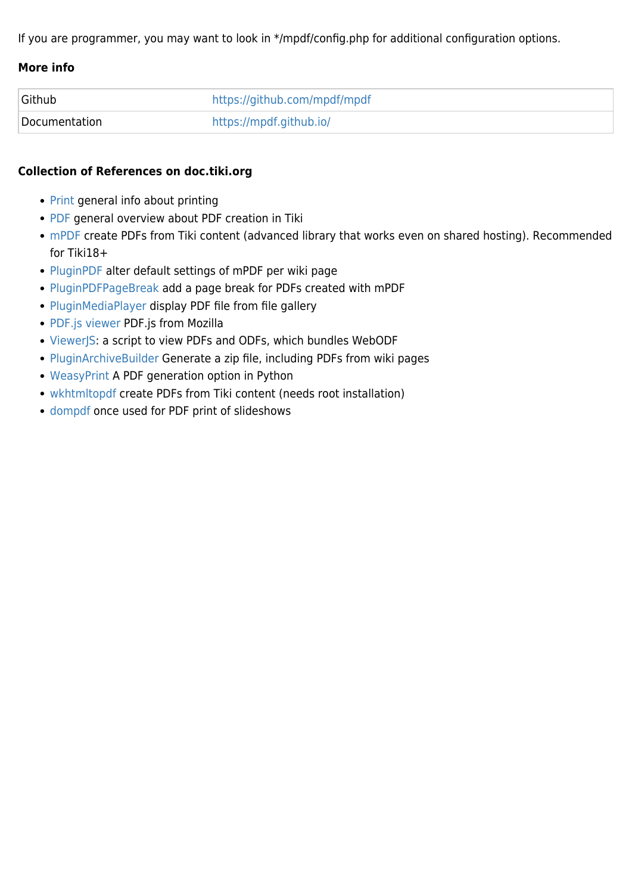If you are programmer, you may want to look in */mpdf/config.php for additional configuration options.

**More info**

| | |
|---|---|
| Github | https://github.com/mpdf/mpdf |
| Documentation | https://mpdf.github.io/ |

**Collection of References on doc.tiki.org**

- Print general info about printing
- PDF general overview about PDF creation in Tiki
- mPDF create PDFs from Tiki content (advanced library that works even on shared hosting). Recommended for Tiki18+
- PluginPDF alter default settings of mPDF per wiki page
- PluginPDFPageBreak add a page break for PDFs created with mPDF
- PluginMediaPlayer display PDF file from file gallery
- PDF.js viewer PDF.js from Mozilla
- ViewerJS: a script to view PDFs and ODFs, which bundles WebODF
- PluginArchiveBuilder Generate a zip file, including PDFs from wiki pages
- WeasyPrint A PDF generation option in Python
- wkhtmltopdf create PDFs from Tiki content (needs root installation)
- dompdf once used for PDF print of slideshows